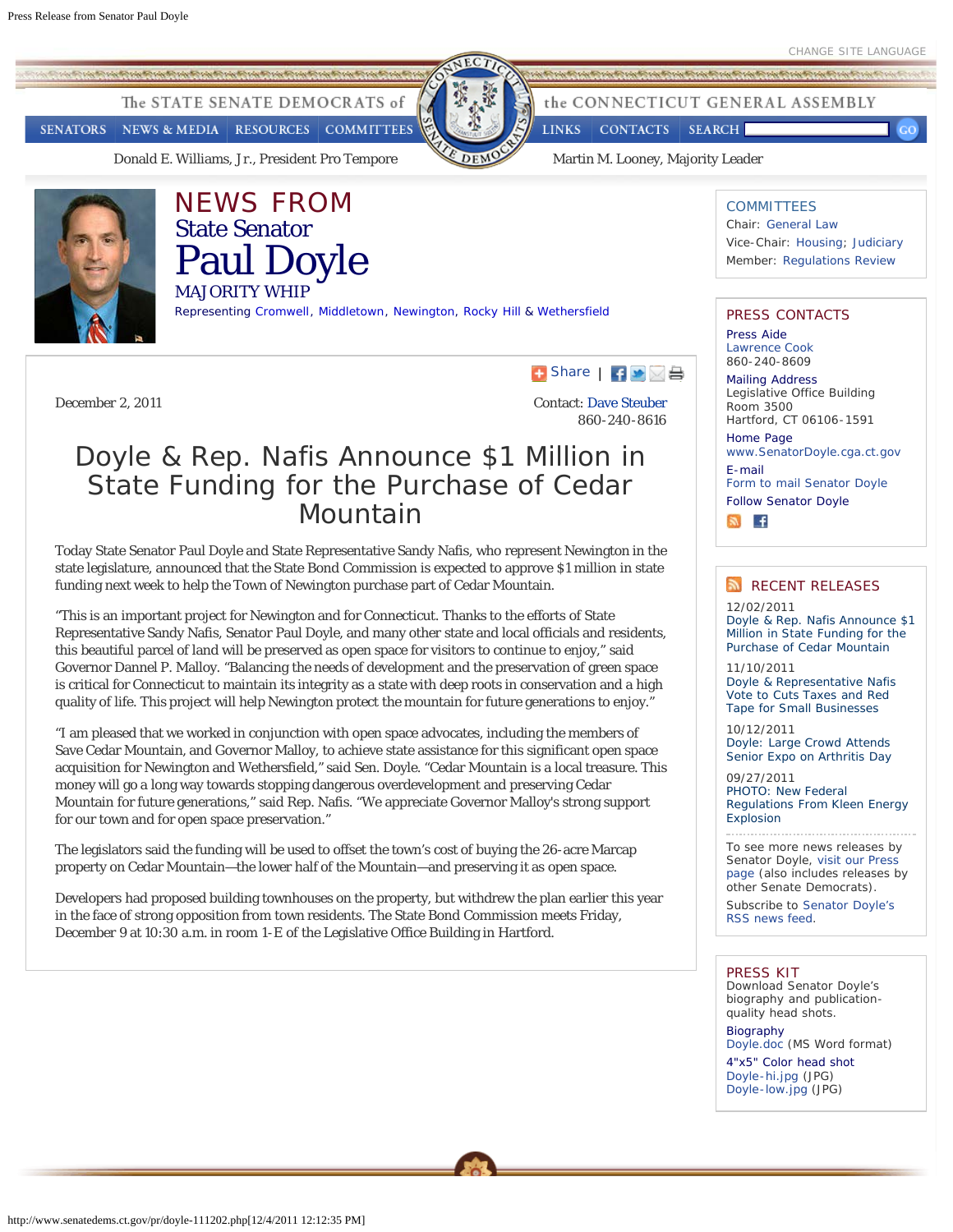# NEWS FROM
## State Senator
# Paul Doyle
### MAJORITY WHIP

Representing Cromwell, Middletown, Newington, Rocky Hill & Wethersfield

December 2, 2011

Contact: Dave Steuber
860-240-8616

## Doyle & Rep. Nafis Announce $1 Million in State Funding for the Purchase of Cedar Mountain

Today State Senator Paul Doyle and State Representative Sandy Nafis, who represent Newington in the state legislature, announced that the State Bond Commission is expected to approve $1 million in state funding next week to help the Town of Newington purchase part of Cedar Mountain.

"This is an important project for Newington and for Connecticut. Thanks to the efforts of State Representative Sandy Nafis, Senator Paul Doyle, and many other state and local officials and residents, this beautiful parcel of land will be preserved as open space for visitors to continue to enjoy," said Governor Dannel P. Malloy. "Balancing the needs of development and the preservation of green space is critical for Connecticut to maintain its integrity as a state with deep roots in conservation and a high quality of life. This project will help Newington protect the mountain for future generations to enjoy."

"I am pleased that we worked in conjunction with open space advocates, including the members of Save Cedar Mountain, and Governor Malloy, to achieve state assistance for this significant open space acquisition for Newington and Wethersfield," said Sen. Doyle. "Cedar Mountain is a local treasure. This money will go a long way towards stopping dangerous overdevelopment and preserving Cedar Mountain for future generations," said Rep. Nafis. "We appreciate Governor Malloy's strong support for our town and for open space preservation."

The legislators said the funding will be used to offset the town's cost of buying the 26-acre Marcap property on Cedar Mountain—the lower half of the Mountain—and preserving it as open space.

Developers had proposed building townhouses on the property, but withdrew the plan earlier this year in the face of strong opposition from town residents. The State Bond Commission meets Friday, December 9 at 10:30 a.m. in room 1-E of the Legislative Office Building in Hartford.

### COMMITTEES

Chair: General Law
Vice-Chair: Housing; Judiciary
Member: Regulations Review

### PRESS CONTACTS

**Press Aide**
Lawrence Cook
860-240-8609

**Mailing Address**
Legislative Office Building
Room 3500
Hartford, CT 06106-1591

**Home Page**
www.SenatorDoyle.cga.ct.gov

**E-mail**
Form to mail Senator Doyle

**Follow Senator Doyle**

### RECENT RELEASES

12/02/2011
Doyle & Rep. Nafis Announce $1 Million in State Funding for the Purchase of Cedar Mountain

11/10/2011
Doyle & Representative Nafis Vote to Cuts Taxes and Red Tape for Small Businesses

10/12/2011
Doyle: Large Crowd Attends Senior Expo on Arthritis Day

09/27/2011
PHOTO: New Federal Regulations From Kleen Energy Explosion

To see more news releases by Senator Doyle, visit our Press page (also includes releases by other Senate Democrats).

Subscribe to Senator Doyle's RSS news feed.

### PRESS KIT

Download Senator Doyle's biography and publication-quality head shots.

**Biography**
Doyle.doc (MS Word format)

**4"x5" Color head shot**
Doyle-hi.jpg (JPG)
Doyle-low.jpg (JPG)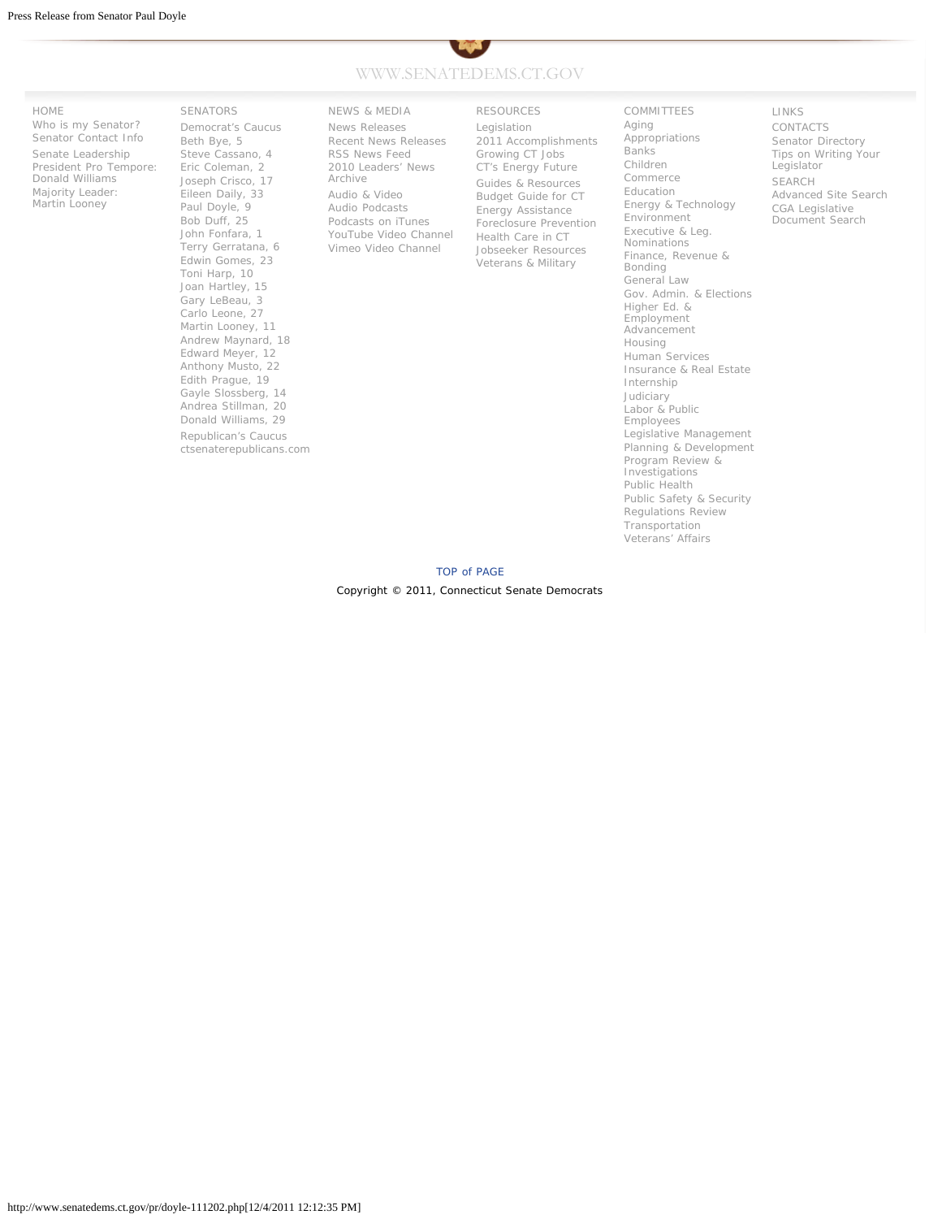WWW.SENATEDEMS.CT.GOV

HOME
Who is my Senator?
Senator Contact Info
Senate Leadership
President Pro Tempore: Donald Williams
Majority Leader: Martin Looney

SENATORS
Democrat's Caucus
Beth Bye, 5
Steve Cassano, 4
Eric Coleman, 2
Joseph Crisco, 17
Eileen Daily, 33
Paul Doyle, 9
Bob Duff, 25
John Fonfara, 1
Terry Gerratana, 6
Edwin Gomes, 23
Toni Harp, 10
Joan Hartley, 15
Gary LeBeau, 3
Carlo Leone, 27
Martin Looney, 11
Andrew Maynard, 18
Edward Meyer, 12
Anthony Musto, 22
Edith Prague, 19
Gayle Slossberg, 14
Andrea Stillman, 20
Donald Williams, 29
Republican's Caucus
ctsenaterepublicans.com

NEWS & MEDIA
News Releases
Recent News Releases
RSS News Feed
2010 Leaders' News Archive
Audio & Video
Audio Podcasts
Podcasts on iTunes
YouTube Video Channel
Vimeo Video Channel

RESOURCES
Legislation
2011 Accomplishments
Growing CT Jobs
CT's Energy Future
Guides & Resources
Budget Guide for CT
Energy Assistance
Foreclosure Prevention
Health Care in CT
Jobseeker Resources
Veterans & Military

COMMITTEES
Aging
Appropriations
Banks
Children
Commerce
Education
Energy & Technology
Environment
Executive & Leg. Nominations
Finance, Revenue & Bonding
General Law
Gov. Admin. & Elections
Higher Ed. & Employment Advancement
Housing
Human Services
Insurance & Real Estate
Internship
Judiciary
Labor & Public Employees
Legislative Management
Planning & Development
Program Review & Investigations
Public Health
Public Safety & Security
Regulations Review
Transportation
Veterans' Affairs

LINKS
CONTACTS
Senator Directory
Tips on Writing Your Legislator
SEARCH
Advanced Site Search
CGA Legislative Document Search

TOP of PAGE

Copyright © 2011, Connecticut Senate Democrats